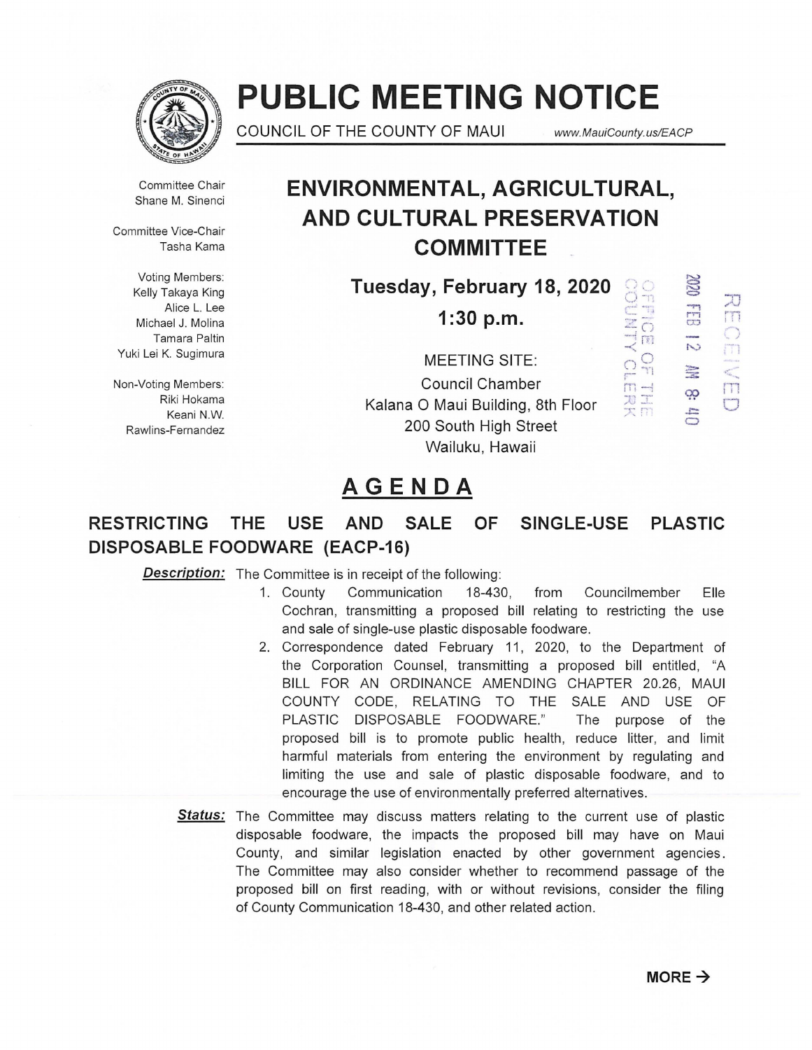# PUBLIC MEETING NOTICE

COUNCIL OF THE COUNTY OF MAUI www.MauiCounty.us/EACP

Committee Chair
Shane M. Sinenci

Committee Vice-Chair
Tasha Kama

Voting Members:
Kelly Takaya King
Alice L. Lee
Michael J. Molina
Tamara Paltin
Yuki Lei K. Sugimura

Non-Voting Members:
Riki Hokama
Keani N.W. Rawlins-Fernandez

## ENVIRONMENTAL, AGRICULTURAL, AND CULTURAL PRESERVATION COMMITTEE

**Tuesday, February 18, 2020**

**1:30 p.m.**

MEETING SITE:
Council Chamber
Kalana O Maui Building, 8th Floor
200 South High Street
Wailuku, Hawaii

RECEIVED
2020 FEB 12 AM 8:40
OFFICE OF THE COUNTY CLERK

## AGENDA

### RESTRICTING THE USE AND SALE OF SINGLE-USE PLASTIC DISPOSABLE FOODWARE (EACP-16)

***Description:*** The Committee is in receipt of the following:

1. County Communication 18-430, from Councilmember Elle Cochran, transmitting a proposed bill relating to restricting the use and sale of single-use plastic disposable foodware.
2. Correspondence dated February 11, 2020, to the Department of the Corporation Counsel, transmitting a proposed bill entitled, "A BILL FOR AN ORDINANCE AMENDING CHAPTER 20.26, MAUI COUNTY CODE, RELATING TO THE SALE AND USE OF PLASTIC DISPOSABLE FOODWARE." The purpose of the proposed bill is to promote public health, reduce litter, and limit harmful materials from entering the environment by regulating and limiting the use and sale of plastic disposable foodware, and to encourage the use of environmentally preferred alternatives.

***Status:*** The Committee may discuss matters relating to the current use of plastic disposable foodware, the impacts the proposed bill may have on Maui County, and similar legislation enacted by other government agencies. The Committee may also consider whether to recommend passage of the proposed bill on first reading, with or without revisions, consider the filing of County Communication 18-430, and other related action.

**MORE →**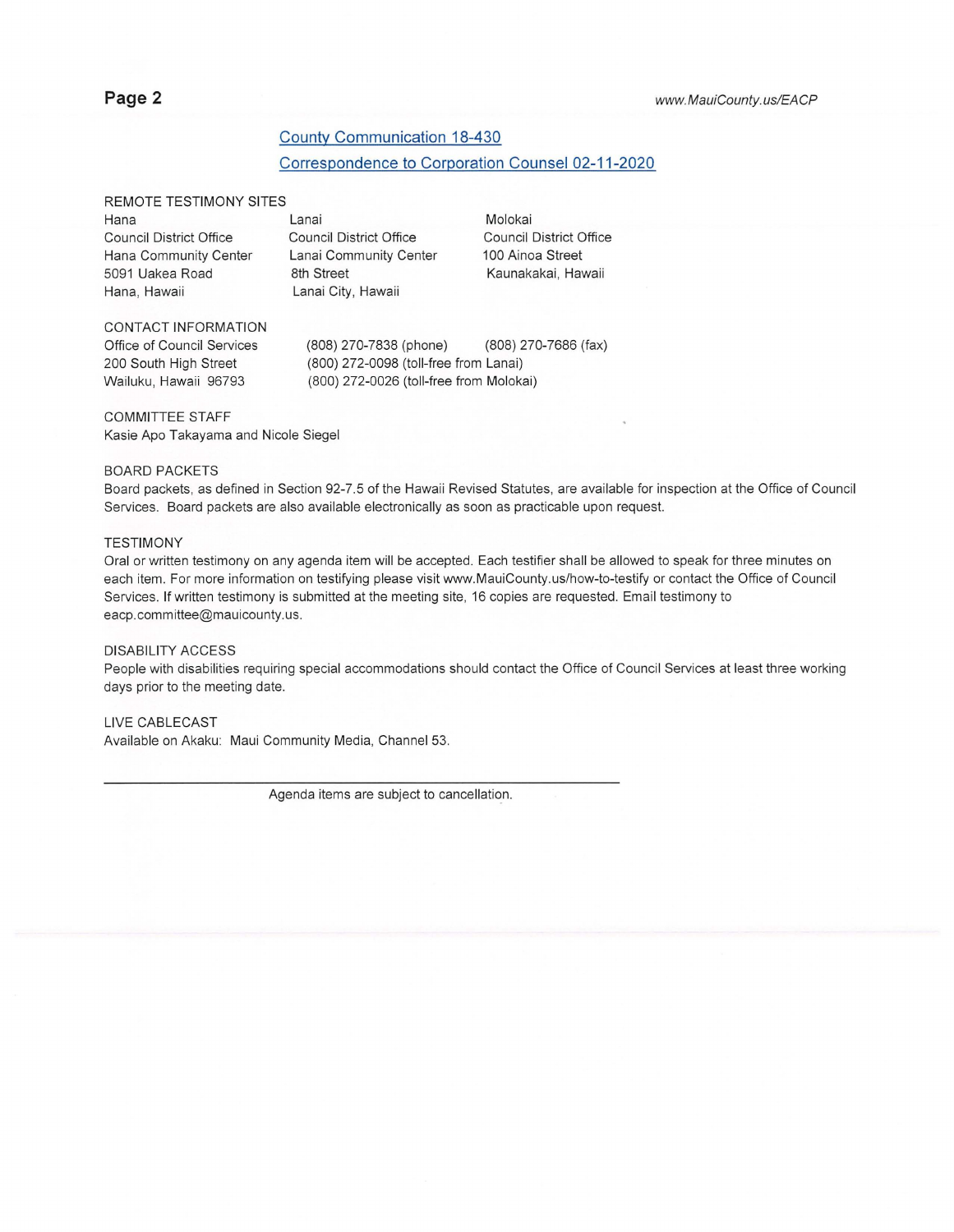[County Communication 18-430](#)

[Correspondence to Corporation Counsel 02-11-2020](#)

REMOTE TESTIMONY SITES

| Hana | Lanai | Molokai |
| --- | --- | --- |
| Council District Office | Council District Office | Council District Office |
| Hana Community Center | Lanai Community Center | 100 Ainoa Street |
| 5091 Uakea Road | 8th Street | Kaunakakai, Hawaii |
| Hana, Hawaii | Lanai City, Hawaii | |

CONTACT INFORMATION

Office of Council Services
200 South High Street
Wailuku, Hawaii 96793

(808) 270-7838 (phone) (808) 270-7686 (fax)
(800) 272-0098 (toll-free from Lanai)
(800) 272-0026 (toll-free from Molokai)

COMMITTEE STAFF

Kasie Apo Takayama and Nicole Siegel

BOARD PACKETS

Board packets, as defined in Section 92-7.5 of the Hawaii Revised Statutes, are available for inspection at the Office of Council Services. Board packets are also available electronically as soon as practicable upon request.

TESTIMONY

Oral or written testimony on any agenda item will be accepted. Each testifier shall be allowed to speak for three minutes on each item. For more information on testifying please visit www.MauiCounty.us/how-to-testify or contact the Office of Council Services. If written testimony is submitted at the meeting site, 16 copies are requested. Email testimony to eacp.committee@mauicounty.us.

DISABILITY ACCESS

People with disabilities requiring special accommodations should contact the Office of Council Services at least three working days prior to the meeting date.

LIVE CABLECAST

Available on Akaku: Maui Community Media, Channel 53.

---

Agenda items are subject to cancellation.